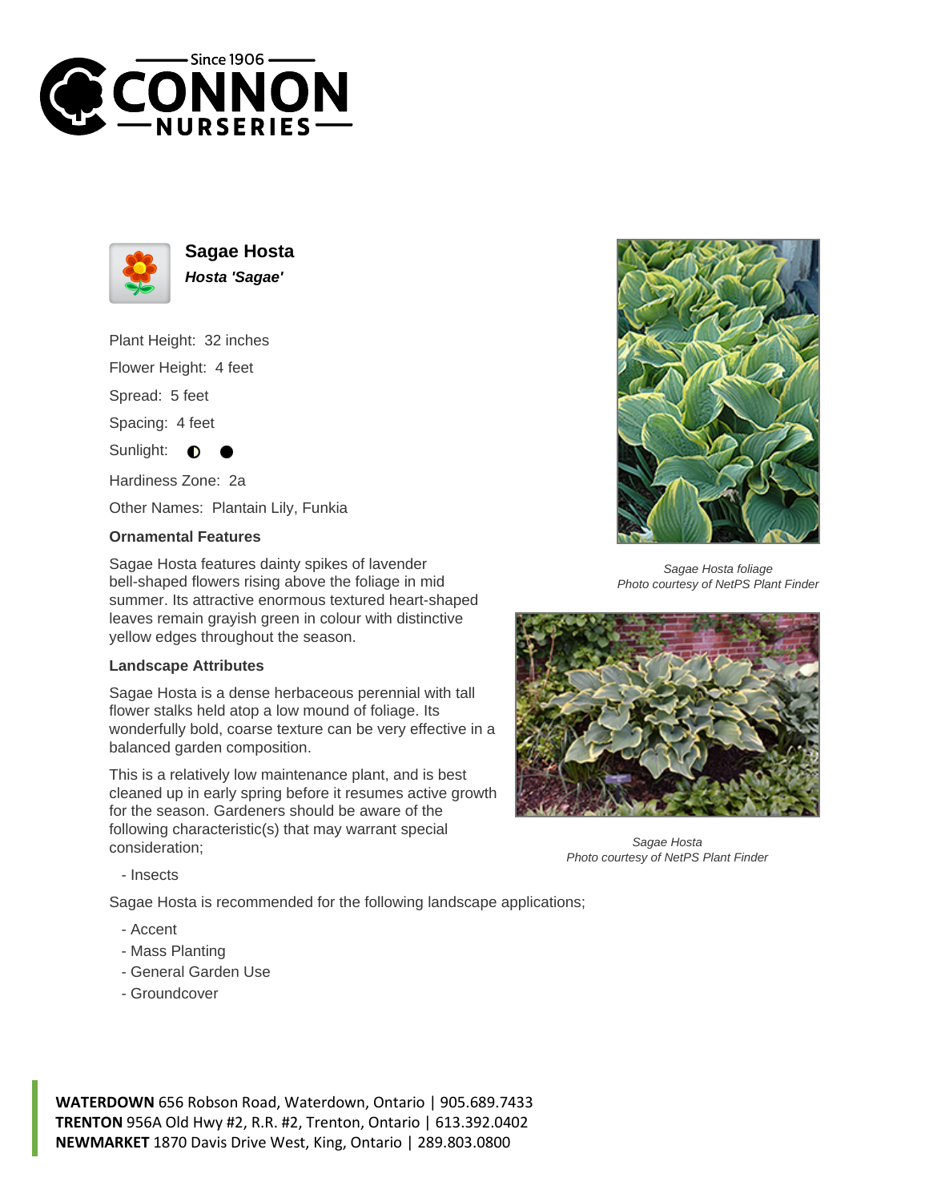# Sagae Hosta

***Hosta 'Sagae'***

Plant Height: 32 inches

Flower Height: 4 feet

Spread: 5 feet

Spacing: 4 feet

Sunlight: ◐ ●

Hardiness Zone: 2a

Other Names: Plantain Lily, Funkia

### Ornamental Features

Sagae Hosta features dainty spikes of lavender bell-shaped flowers rising above the foliage in mid summer. Its attractive enormous textured heart-shaped leaves remain grayish green in colour with distinctive yellow edges throughout the season.

### Landscape Attributes

Sagae Hosta is a dense herbaceous perennial with tall flower stalks held atop a low mound of foliage. Its wonderfully bold, coarse texture can be very effective in a balanced garden composition.

This is a relatively low maintenance plant, and is best cleaned up in early spring before it resumes active growth for the season. Gardeners should be aware of the following characteristic(s) that may warrant special consideration;

- Insects

Sagae Hosta is recommended for the following landscape applications;

- Accent
- Mass Planting
- General Garden Use
- Groundcover

*Sagae Hosta foliage*
*Photo courtesy of NetPS Plant Finder*

*Sagae Hosta*
*Photo courtesy of NetPS Plant Finder*

**WATERDOWN** 656 Robson Road, Waterdown, Ontario | 905.689.7433
**TRENTON** 956A Old Hwy #2, R.R. #2, Trenton, Ontario | 613.392.0402
**NEWMARKET** 1870 Davis Drive West, King, Ontario | 289.803.0800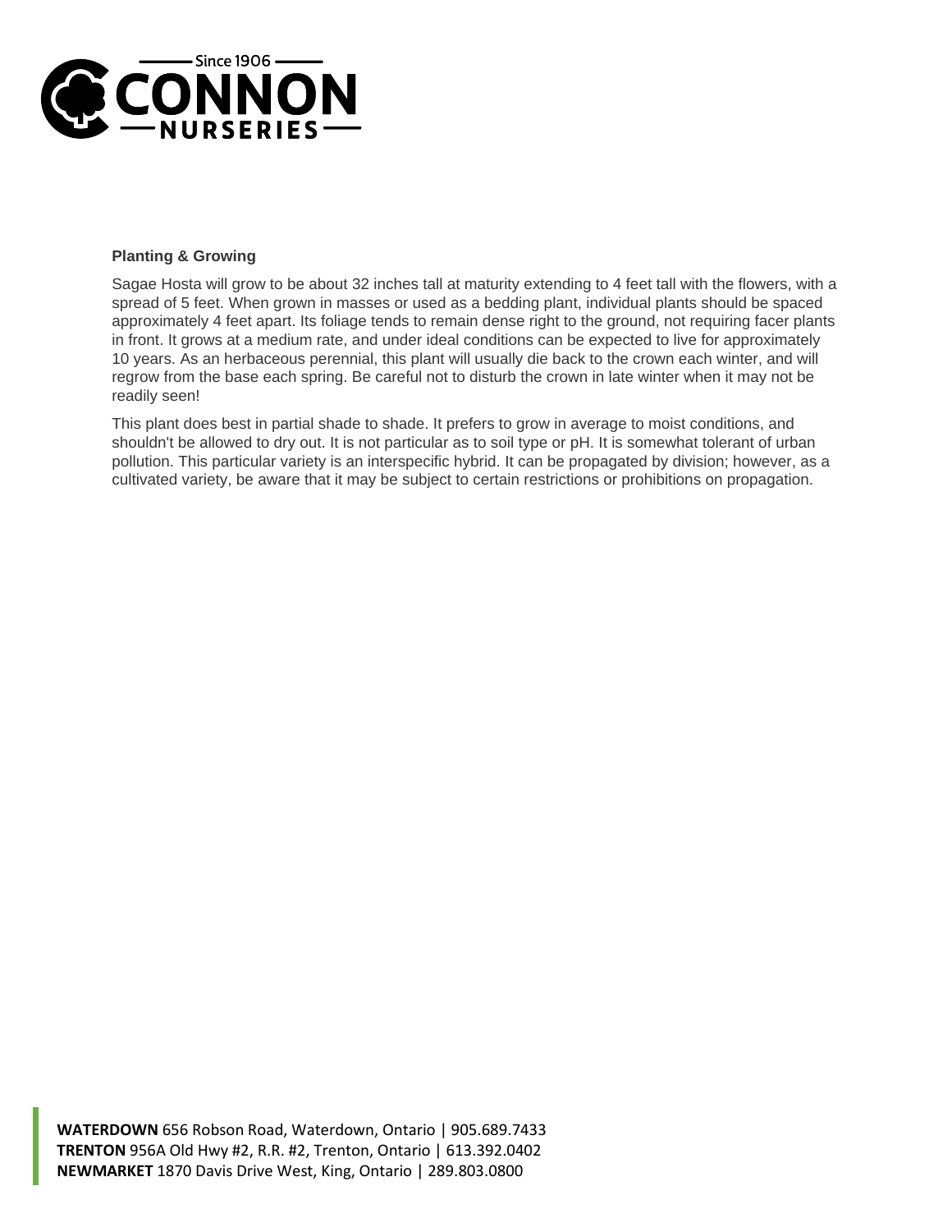### Planting & Growing

Sagae Hosta will grow to be about 32 inches tall at maturity extending to 4 feet tall with the flowers, with a spread of 5 feet. When grown in masses or used as a bedding plant, individual plants should be spaced approximately 4 feet apart. Its foliage tends to remain dense right to the ground, not requiring facer plants in front. It grows at a medium rate, and under ideal conditions can be expected to live for approximately 10 years. As an herbaceous perennial, this plant will usually die back to the crown each winter, and will regrow from the base each spring. Be careful not to disturb the crown in late winter when it may not be readily seen!

This plant does best in partial shade to shade. It prefers to grow in average to moist conditions, and shouldn't be allowed to dry out. It is not particular as to soil type or pH. It is somewhat tolerant of urban pollution. This particular variety is an interspecific hybrid. It can be propagated by division; however, as a cultivated variety, be aware that it may be subject to certain restrictions or prohibitions on propagation.